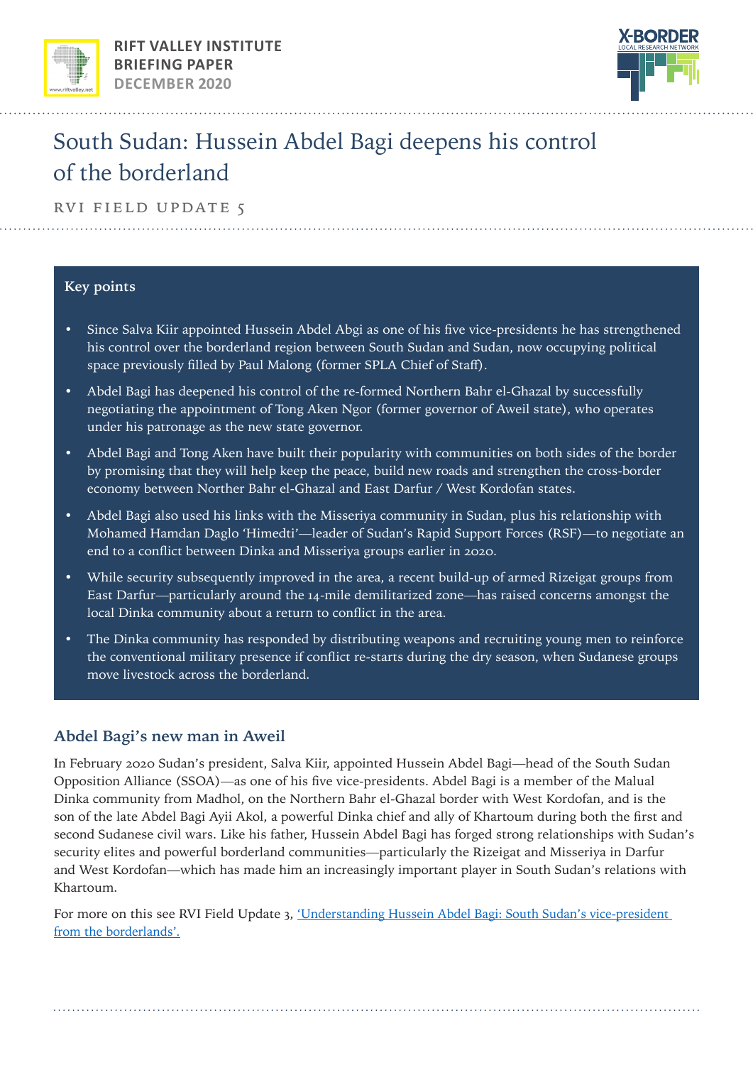RIFT VALLEY INSTITUTE
BRIEFING PAPER
DECEMBER 2020

# South Sudan: Hussein Abdel Bagi deepens his control of the borderland

RVI FIELD UPDATE 5

### Key points

- Since Salva Kiir appointed Hussein Abdel Abgi as one of his five vice-presidents he has strengthened his control over the borderland region between South Sudan and Sudan, now occupying political space previously filled by Paul Malong (former SPLA Chief of Staff).
- Abdel Bagi has deepened his control of the re-formed Northern Bahr el-Ghazal by successfully negotiating the appointment of Tong Aken Ngor (former governor of Aweil state), who operates under his patronage as the new state governor.
- Abdel Bagi and Tong Aken have built their popularity with communities on both sides of the border by promising that they will help keep the peace, build new roads and strengthen the cross-border economy between Norther Bahr el-Ghazal and East Darfur / West Kordofan states.
- Abdel Bagi also used his links with the Misseriya community in Sudan, plus his relationship with Mohamed Hamdan Daglo 'Himedti'—leader of Sudan's Rapid Support Forces (RSF)—to negotiate an end to a conflict between Dinka and Misseriya groups earlier in 2020.
- While security subsequently improved in the area, a recent build-up of armed Rizeigat groups from East Darfur—particularly around the 14-mile demilitarized zone—has raised concerns amongst the local Dinka community about a return to conflict in the area.
- The Dinka community has responded by distributing weapons and recruiting young men to reinforce the conventional military presence if conflict re-starts during the dry season, when Sudanese groups move livestock across the borderland.

## Abdel Bagi's new man in Aweil

In February 2020 Sudan's president, Salva Kiir, appointed Hussein Abdel Bagi—head of the South Sudan Opposition Alliance (SSOA)—as one of his five vice-presidents. Abdel Bagi is a member of the Malual Dinka community from Madhol, on the Northern Bahr el-Ghazal border with West Kordofan, and is the son of the late Abdel Bagi Ayii Akol, a powerful Dinka chief and ally of Khartoum during both the first and second Sudanese civil wars. Like his father, Hussein Abdel Bagi has forged strong relationships with Sudan's security elites and powerful borderland communities—particularly the Rizeigat and Misseriya in Darfur and West Kordofan—which has made him an increasingly important player in South Sudan's relations with Khartoum.

For more on this see RVI Field Update 3, 'Understanding Hussein Abdel Bagi: South Sudan's vice-president from the borderlands'.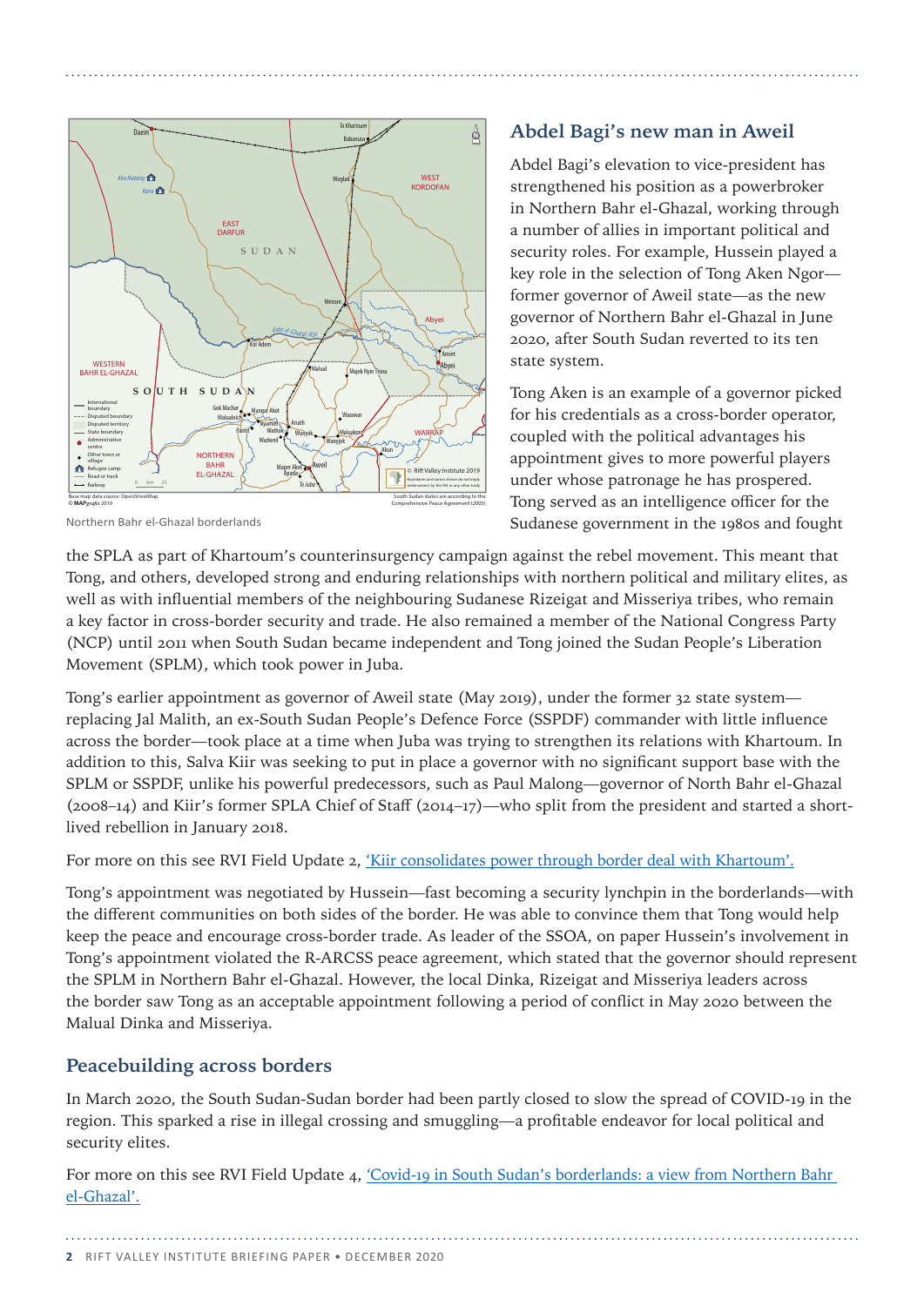Northern Bahr el-Ghazal borderlands

## Abdel Bagi's new man in Aweil

Abdel Bagi's elevation to vice-president has strengthened his position as a powerbroker in Northern Bahr el-Ghazal, working through a number of allies in important political and security roles. For example, Hussein played a key role in the selection of Tong Aken Ngor—former governor of Aweil state—as the new governor of Northern Bahr el-Ghazal in June 2020, after South Sudan reverted to its ten state system.

Tong Aken is an example of a governor picked for his credentials as a cross-border operator, coupled with the political advantages his appointment gives to more powerful players under whose patronage he has prospered. Tong served as an intelligence officer for the Sudanese government in the 1980s and fought the SPLA as part of Khartoum's counterinsurgency campaign against the rebel movement. This meant that Tong, and others, developed strong and enduring relationships with northern political and military elites, as well as with influential members of the neighbouring Sudanese Rizeigat and Misseriya tribes, who remain a key factor in cross-border security and trade. He also remained a member of the National Congress Party (NCP) until 2011 when South Sudan became independent and Tong joined the Sudan People's Liberation Movement (SPLM), which took power in Juba.

Tong's earlier appointment as governor of Aweil state (May 2019), under the former 32 state system—replacing Jal Malith, an ex-South Sudan People's Defence Force (SSPDF) commander with little influence across the border—took place at a time when Juba was trying to strengthen its relations with Khartoum. In addition to this, Salva Kiir was seeking to put in place a governor with no significant support base with the SPLM or SSPDF, unlike his powerful predecessors, such as Paul Malong—governor of North Bahr el-Ghazal (2008–14) and Kiir's former SPLA Chief of Staff (2014–17)—who split from the president and started a short-lived rebellion in January 2018.

For more on this see RVI Field Update 2, 'Kiir consolidates power through border deal with Khartoum'.

Tong's appointment was negotiated by Hussein—fast becoming a security lynchpin in the borderlands—with the different communities on both sides of the border. He was able to convince them that Tong would help keep the peace and encourage cross-border trade. As leader of the SSOA, on paper Hussein's involvement in Tong's appointment violated the R-ARCSS peace agreement, which stated that the governor should represent the SPLM in Northern Bahr el-Ghazal. However, the local Dinka, Rizeigat and Misseriya leaders across the border saw Tong as an acceptable appointment following a period of conflict in May 2020 between the Malual Dinka and Misseriya.

## Peacebuilding across borders

In March 2020, the South Sudan-Sudan border had been partly closed to slow the spread of COVID-19 in the region. This sparked a rise in illegal crossing and smuggling—a profitable endeavor for local political and security elites.

For more on this see RVI Field Update 4, 'Covid-19 in South Sudan's borderlands: a view from Northern Bahr el-Ghazal'.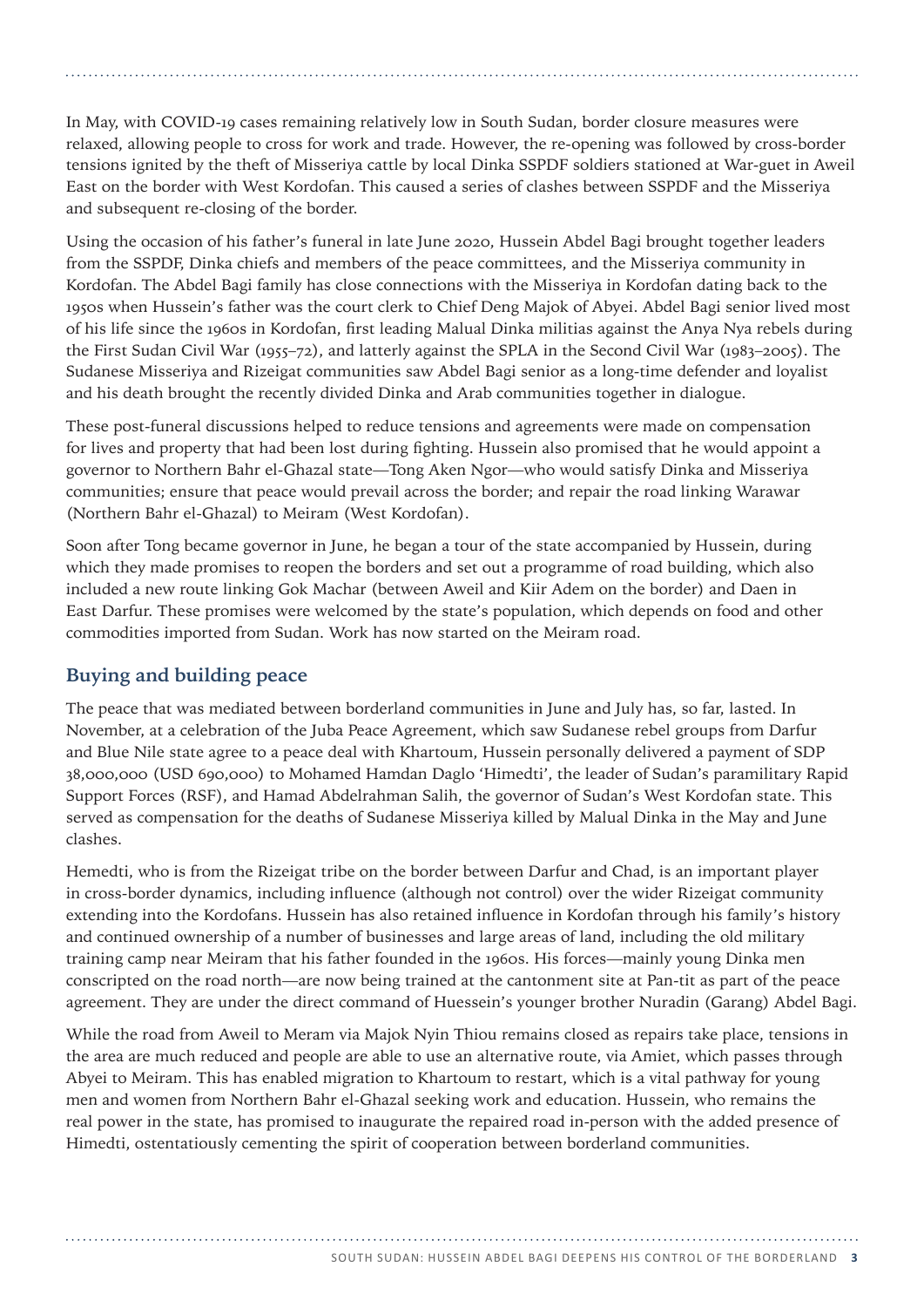In May, with COVID-19 cases remaining relatively low in South Sudan, border closure measures were relaxed, allowing people to cross for work and trade. However, the re-opening was followed by cross-border tensions ignited by the theft of Misseriya cattle by local Dinka SSPDF soldiers stationed at War-guet in Aweil East on the border with West Kordofan. This caused a series of clashes between SSPDF and the Misseriya and subsequent re-closing of the border.

Using the occasion of his father's funeral in late June 2020, Hussein Abdel Bagi brought together leaders from the SSPDF, Dinka chiefs and members of the peace committees, and the Misseriya community in Kordofan. The Abdel Bagi family has close connections with the Misseriya in Kordofan dating back to the 1950s when Hussein's father was the court clerk to Chief Deng Majok of Abyei. Abdel Bagi senior lived most of his life since the 1960s in Kordofan, first leading Malual Dinka militias against the Anya Nya rebels during the First Sudan Civil War (1955–72), and latterly against the SPLA in the Second Civil War (1983–2005). The Sudanese Misseriya and Rizeigat communities saw Abdel Bagi senior as a long-time defender and loyalist and his death brought the recently divided Dinka and Arab communities together in dialogue.

These post-funeral discussions helped to reduce tensions and agreements were made on compensation for lives and property that had been lost during fighting. Hussein also promised that he would appoint a governor to Northern Bahr el-Ghazal state—Tong Aken Ngor—who would satisfy Dinka and Misseriya communities; ensure that peace would prevail across the border; and repair the road linking Warawar (Northern Bahr el-Ghazal) to Meiram (West Kordofan).

Soon after Tong became governor in June, he began a tour of the state accompanied by Hussein, during which they made promises to reopen the borders and set out a programme of road building, which also included a new route linking Gok Machar (between Aweil and Kiir Adem on the border) and Daen in East Darfur. These promises were welcomed by the state's population, which depends on food and other commodities imported from Sudan. Work has now started on the Meiram road.

## Buying and building peace

The peace that was mediated between borderland communities in June and July has, so far, lasted. In November, at a celebration of the Juba Peace Agreement, which saw Sudanese rebel groups from Darfur and Blue Nile state agree to a peace deal with Khartoum, Hussein personally delivered a payment of SDP 38,000,000 (USD 690,000) to Mohamed Hamdan Daglo 'Himedti', the leader of Sudan's paramilitary Rapid Support Forces (RSF), and Hamad Abdelrahman Salih, the governor of Sudan's West Kordofan state. This served as compensation for the deaths of Sudanese Misseriya killed by Malual Dinka in the May and June clashes.

Hemedti, who is from the Rizeigat tribe on the border between Darfur and Chad, is an important player in cross-border dynamics, including influence (although not control) over the wider Rizeigat community extending into the Kordofans. Hussein has also retained influence in Kordofan through his family's history and continued ownership of a number of businesses and large areas of land, including the old military training camp near Meiram that his father founded in the 1960s. His forces—mainly young Dinka men conscripted on the road north—are now being trained at the cantonment site at Pan-tit as part of the peace agreement. They are under the direct command of Huessein's younger brother Nuradin (Garang) Abdel Bagi.

While the road from Aweil to Meram via Majok Nyin Thiou remains closed as repairs take place, tensions in the area are much reduced and people are able to use an alternative route, via Amiet, which passes through Abyei to Meiram. This has enabled migration to Khartoum to restart, which is a vital pathway for young men and women from Northern Bahr el-Ghazal seeking work and education. Hussein, who remains the real power in the state, has promised to inaugurate the repaired road in-person with the added presence of Himedti, ostentatiously cementing the spirit of cooperation between borderland communities.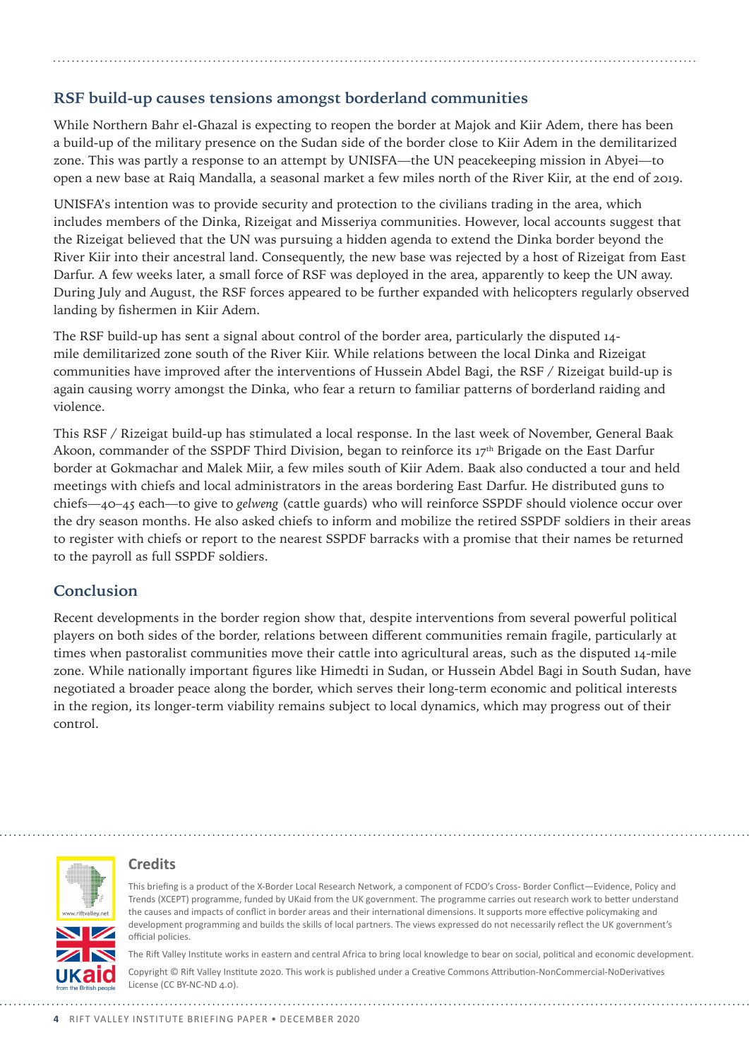## RSF build-up causes tensions amongst borderland communities

While Northern Bahr el-Ghazal is expecting to reopen the border at Majok and Kiir Adem, there has been a build-up of the military presence on the Sudan side of the border close to Kiir Adem in the demilitarized zone. This was partly a response to an attempt by UNISFA—the UN peacekeeping mission in Abyei—to open a new base at Raiq Mandalla, a seasonal market a few miles north of the River Kiir, at the end of 2019.

UNISFA's intention was to provide security and protection to the civilians trading in the area, which includes members of the Dinka, Rizeigat and Misseriya communities. However, local accounts suggest that the Rizeigat believed that the UN was pursuing a hidden agenda to extend the Dinka border beyond the River Kiir into their ancestral land. Consequently, the new base was rejected by a host of Rizeigat from East Darfur. A few weeks later, a small force of RSF was deployed in the area, apparently to keep the UN away. During July and August, the RSF forces appeared to be further expanded with helicopters regularly observed landing by fishermen in Kiir Adem.

The RSF build-up has sent a signal about control of the border area, particularly the disputed 14-mile demilitarized zone south of the River Kiir. While relations between the local Dinka and Rizeigat communities have improved after the interventions of Hussein Abdel Bagi, the RSF / Rizeigat build-up is again causing worry amongst the Dinka, who fear a return to familiar patterns of borderland raiding and violence.

This RSF / Rizeigat build-up has stimulated a local response. In the last week of November, General Baak Akoon, commander of the SSPDF Third Division, began to reinforce its 17th Brigade on the East Darfur border at Gokmachar and Malek Miir, a few miles south of Kiir Adem. Baak also conducted a tour and held meetings with chiefs and local administrators in the areas bordering East Darfur. He distributed guns to chiefs—40–45 each—to give to *gelweng* (cattle guards) who will reinforce SSPDF should violence occur over the dry season months. He also asked chiefs to inform and mobilize the retired SSPDF soldiers in their areas to register with chiefs or report to the nearest SSPDF barracks with a promise that their names be returned to the payroll as full SSPDF soldiers.

## Conclusion

Recent developments in the border region show that, despite interventions from several powerful political players on both sides of the border, relations between different communities remain fragile, particularly at times when pastoralist communities move their cattle into agricultural areas, such as the disputed 14-mile zone. While nationally important figures like Himedti in Sudan, or Hussein Abdel Bagi in South Sudan, have negotiated a broader peace along the border, which serves their long-term economic and political interests in the region, its longer-term viability remains subject to local dynamics, which may progress out of their control.

### Credits

This briefing is a product of the X-Border Local Research Network, a component of FCDO's Cross- Border Conflict—Evidence, Policy and Trends (XCEPT) programme, funded by UKaid from the UK government. The programme carries out research work to better understand the causes and impacts of conflict in border areas and their international dimensions. It supports more effective policymaking and development programming and builds the skills of local partners. The views expressed do not necessarily reflect the UK government's official policies.

The Rift Valley Institute works in eastern and central Africa to bring local knowledge to bear on social, political and economic development.

Copyright © Rift Valley Institute 2020. This work is published under a Creative Commons Attribution-NonCommercial-NoDerivatives License (CC BY-NC-ND 4.0).